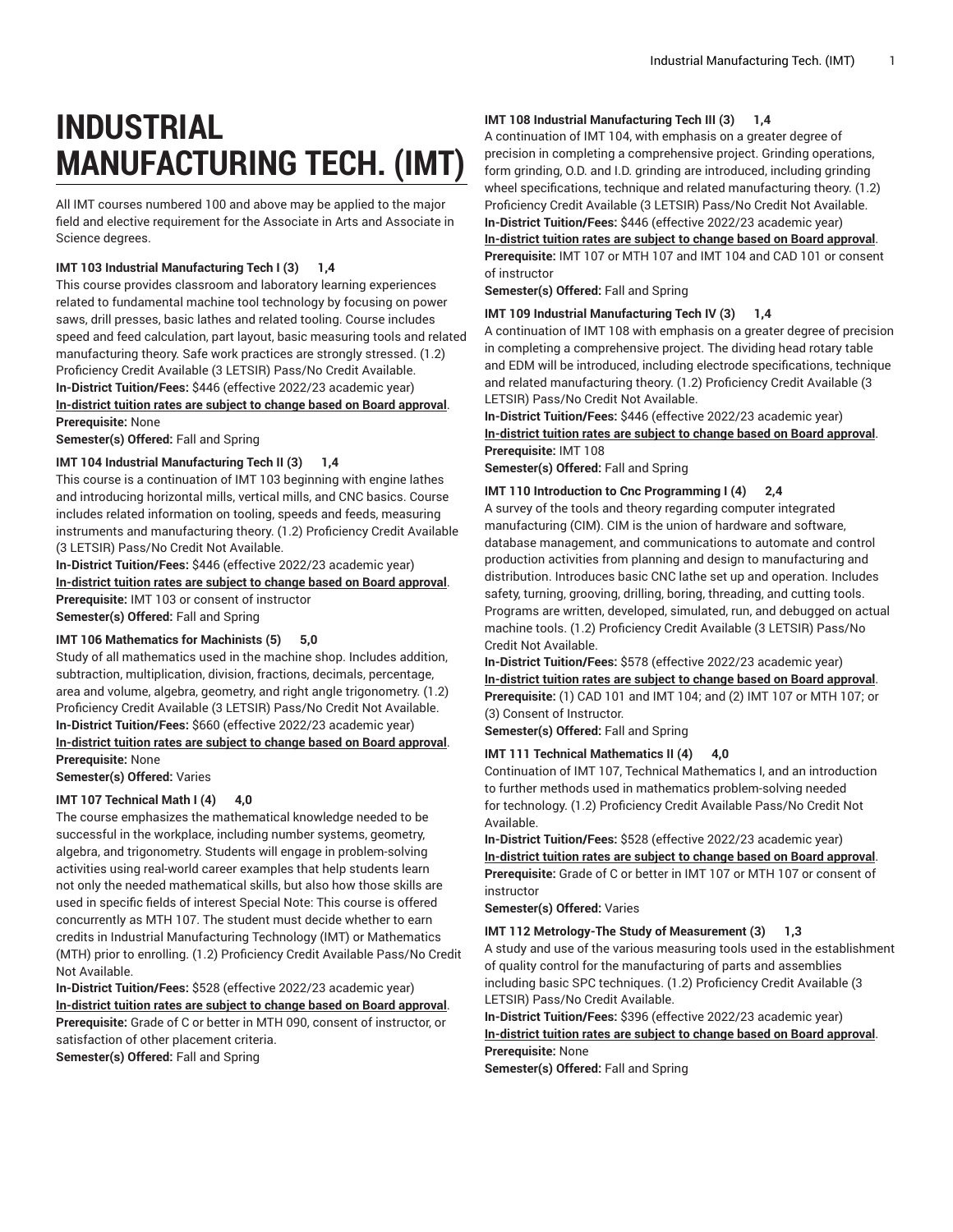# INDUSTRIAL MANUFACTURING TECH. (IMT)

All IMT courses numbered 100 and above may be applied to the major field and elective requirement for the Associate in Arts and Associate in Science degrees.

**IMT 103 Industrial Manufacturing Tech I (3) 1,4**

This course provides classroom and laboratory learning experiences related to fundamental machine tool technology by focusing on power saws, drill presses, basic lathes and related tooling. Course includes speed and feed calculation, part layout, basic measuring tools and related manufacturing theory. Safe work practices are strongly stressed. (1.2) Proficiency Credit Available (3 LETSIR) Pass/No Credit Available.

**In-District Tuition/Fees:** $446 (effective 2022/23 academic year)

**In-district tuition rates are subject to change based on Board approval**.

**Prerequisite:** None

**Semester(s) Offered:** Fall and Spring

**IMT 104 Industrial Manufacturing Tech II (3) 1,4**

This course is a continuation of IMT 103 beginning with engine lathes and introducing horizontal mills, vertical mills, and CNC basics. Course includes related information on tooling, speeds and feeds, measuring instruments and manufacturing theory. (1.2) Proficiency Credit Available (3 LETSIR) Pass/No Credit Not Available.

**In-District Tuition/Fees:** $446 (effective 2022/23 academic year)

**In-district tuition rates are subject to change based on Board approval**.

**Prerequisite:** IMT 103 or consent of instructor

**Semester(s) Offered:** Fall and Spring

**IMT 106 Mathematics for Machinists (5) 5,0**

Study of all mathematics used in the machine shop. Includes addition, subtraction, multiplication, division, fractions, decimals, percentage, area and volume, algebra, geometry, and right angle trigonometry. (1.2) Proficiency Credit Available (3 LETSIR) Pass/No Credit Not Available.

**In-District Tuition/Fees:** $660 (effective 2022/23 academic year)

**In-district tuition rates are subject to change based on Board approval**.

**Prerequisite:** None

**Semester(s) Offered:** Varies

**IMT 107 Technical Math I (4) 4,0**

The course emphasizes the mathematical knowledge needed to be successful in the workplace, including number systems, geometry, algebra, and trigonometry. Students will engage in problem-solving activities using real-world career examples that help students learn not only the needed mathematical skills, but also how those skills are used in specific fields of interest Special Note: This course is offered concurrently as MTH 107. The student must decide whether to earn credits in Industrial Manufacturing Technology (IMT) or Mathematics (MTH) prior to enrolling. (1.2) Proficiency Credit Available Pass/No Credit Not Available.

**In-District Tuition/Fees:** $528 (effective 2022/23 academic year)

**In-district tuition rates are subject to change based on Board approval**.

**Prerequisite:** Grade of C or better in MTH 090, consent of instructor, or satisfaction of other placement criteria.

**Semester(s) Offered:** Fall and Spring

**IMT 108 Industrial Manufacturing Tech III (3) 1,4**

A continuation of IMT 104, with emphasis on a greater degree of precision in completing a comprehensive project. Grinding operations, form grinding, O.D. and I.D. grinding are introduced, including grinding wheel specifications, technique and related manufacturing theory. (1.2) Proficiency Credit Available (3 LETSIR) Pass/No Credit Not Available.

**In-District Tuition/Fees:** $446 (effective 2022/23 academic year)

**In-district tuition rates are subject to change based on Board approval**.

**Prerequisite:** IMT 107 or MTH 107 and IMT 104 and CAD 101 or consent of instructor

**Semester(s) Offered:** Fall and Spring

**IMT 109 Industrial Manufacturing Tech IV (3) 1,4**

A continuation of IMT 108 with emphasis on a greater degree of precision in completing a comprehensive project. The dividing head rotary table and EDM will be introduced, including electrode specifications, technique and related manufacturing theory. (1.2) Proficiency Credit Available (3 LETSIR) Pass/No Credit Not Available.

**In-District Tuition/Fees:** $446 (effective 2022/23 academic year)

**In-district tuition rates are subject to change based on Board approval**.

**Prerequisite:** IMT 108

**Semester(s) Offered:** Fall and Spring

**IMT 110 Introduction to Cnc Programming I (4) 2,4**

A survey of the tools and theory regarding computer integrated manufacturing (CIM). CIM is the union of hardware and software, database management, and communications to automate and control production activities from planning and design to manufacturing and distribution. Introduces basic CNC lathe set up and operation. Includes safety, turning, grooving, drilling, boring, threading, and cutting tools. Programs are written, developed, simulated, run, and debugged on actual machine tools. (1.2) Proficiency Credit Available (3 LETSIR) Pass/No Credit Not Available.

**In-District Tuition/Fees:** $578 (effective 2022/23 academic year)

**In-district tuition rates are subject to change based on Board approval**.

**Prerequisite:** (1) CAD 101 and IMT 104; and (2) IMT 107 or MTH 107; or (3) Consent of Instructor.

**Semester(s) Offered:** Fall and Spring

**IMT 111 Technical Mathematics II (4) 4,0**

Continuation of IMT 107, Technical Mathematics I, and an introduction to further methods used in mathematics problem-solving needed for technology. (1.2) Proficiency Credit Available Pass/No Credit Not Available.

**In-District Tuition/Fees:** $528 (effective 2022/23 academic year)

**In-district tuition rates are subject to change based on Board approval**.

**Prerequisite:** Grade of C or better in IMT 107 or MTH 107 or consent of instructor

**Semester(s) Offered:** Varies

**IMT 112 Metrology-The Study of Measurement (3) 1,3**

A study and use of the various measuring tools used in the establishment of quality control for the manufacturing of parts and assemblies including basic SPC techniques. (1.2) Proficiency Credit Available (3 LETSIR) Pass/No Credit Available.

**In-District Tuition/Fees:** $396 (effective 2022/23 academic year)

**In-district tuition rates are subject to change based on Board approval**.

**Prerequisite:** None

**Semester(s) Offered:** Fall and Spring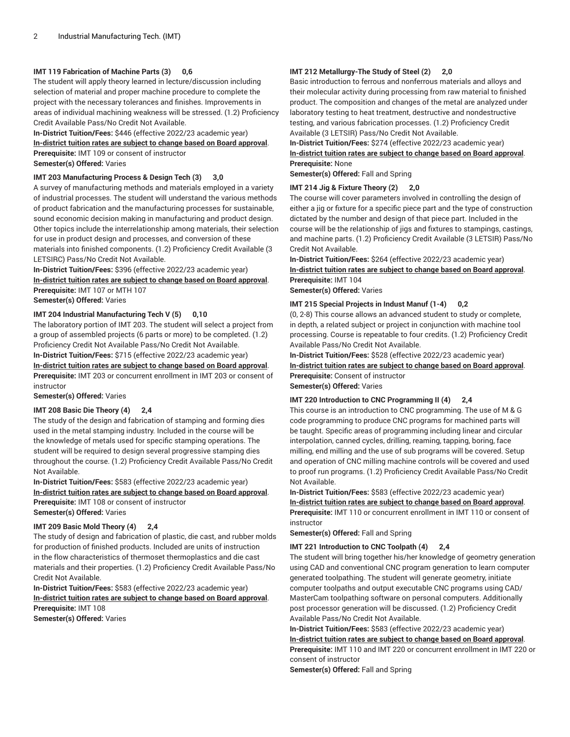**IMT 119 Fabrication of Machine Parts (3) 0,6**

The student will apply theory learned in lecture/discussion including selection of material and proper machine procedure to complete the project with the necessary tolerances and finishes. Improvements in areas of individual machining weakness will be stressed. (1.2) Proficiency Credit Available Pass/No Credit Not Available.

**In-District Tuition/Fees:** $446 (effective 2022/23 academic year)
**In-district tuition rates are subject to change based on Board approval**.
**Prerequisite:** IMT 109 or consent of instructor
**Semester(s) Offered:** Varies

**IMT 203 Manufacturing Process & Design Tech (3) 3,0**

A survey of manufacturing methods and materials employed in a variety of industrial processes. The student will understand the various methods of product fabrication and the manufacturing processes for sustainable, sound economic decision making in manufacturing and product design. Other topics include the interrelationship among materials, their selection for use in product design and processes, and conversion of these materials into finished components. (1.2) Proficiency Credit Available (3 LETSIRC) Pass/No Credit Not Available.

**In-District Tuition/Fees:** $396 (effective 2022/23 academic year)
**In-district tuition rates are subject to change based on Board approval**.
**Prerequisite:** IMT 107 or MTH 107
**Semester(s) Offered:** Varies

**IMT 204 Industrial Manufacturing Tech V (5) 0,10**

The laboratory portion of IMT 203. The student will select a project from a group of assembled projects (6 parts or more) to be completed. (1.2) Proficiency Credit Not Available Pass/No Credit Not Available.

**In-District Tuition/Fees:** $715 (effective 2022/23 academic year)
**In-district tuition rates are subject to change based on Board approval**.
**Prerequisite:** IMT 203 or concurrent enrollment in IMT 203 or consent of instructor
**Semester(s) Offered:** Varies

**IMT 208 Basic Die Theory (4) 2,4**

The study of the design and fabrication of stamping and forming dies used in the metal stamping industry. Included in the course will be the knowledge of metals used for specific stamping operations. The student will be required to design several progressive stamping dies throughout the course. (1.2) Proficiency Credit Available Pass/No Credit Not Available.

**In-District Tuition/Fees:** $583 (effective 2022/23 academic year)
**In-district tuition rates are subject to change based on Board approval**.
**Prerequisite:** IMT 108 or consent of instructor
**Semester(s) Offered:** Varies

**IMT 209 Basic Mold Theory (4) 2,4**

The study of design and fabrication of plastic, die cast, and rubber molds for production of finished products. Included are units of instruction in the flow characteristics of thermoset thermoplastics and die cast materials and their properties. (1.2) Proficiency Credit Available Pass/No Credit Not Available.

**In-District Tuition/Fees:** $583 (effective 2022/23 academic year)
**In-district tuition rates are subject to change based on Board approval**.
**Prerequisite:** IMT 108
**Semester(s) Offered:** Varies

**IMT 212 Metallurgy-The Study of Steel (2) 2,0**

Basic introduction to ferrous and nonferrous materials and alloys and their molecular activity during processing from raw material to finished product. The composition and changes of the metal are analyzed under laboratory testing to heat treatment, destructive and nondestructive testing, and various fabrication processes. (1.2) Proficiency Credit Available (3 LETSIR) Pass/No Credit Not Available.

**In-District Tuition/Fees:** $274 (effective 2022/23 academic year)
**In-district tuition rates are subject to change based on Board approval**.
**Prerequisite:** None
**Semester(s) Offered:** Fall and Spring

**IMT 214 Jig & Fixture Theory (2) 2,0**

The course will cover parameters involved in controlling the design of either a jig or fixture for a specific piece part and the type of construction dictated by the number and design of that piece part. Included in the course will be the relationship of jigs and fixtures to stampings, castings, and machine parts. (1.2) Proficiency Credit Available (3 LETSIR) Pass/No Credit Not Available.

**In-District Tuition/Fees:** $264 (effective 2022/23 academic year)
**In-district tuition rates are subject to change based on Board approval**.
**Prerequisite:** IMT 104
**Semester(s) Offered:** Varies

**IMT 215 Special Projects in Indust Manuf (1-4) 0,2**

(0, 2-8) This course allows an advanced student to study or complete, in depth, a related subject or project in conjunction with machine tool processing. Course is repeatable to four credits. (1.2) Proficiency Credit Available Pass/No Credit Not Available.

**In-District Tuition/Fees:** $528 (effective 2022/23 academic year)
**In-district tuition rates are subject to change based on Board approval**.
**Prerequisite:** Consent of instructor
**Semester(s) Offered:** Varies

**IMT 220 Introduction to CNC Programming II (4) 2,4**

This course is an introduction to CNC programming. The use of M & G code programming to produce CNC programs for machined parts will be taught. Specific areas of programming including linear and circular interpolation, canned cycles, drilling, reaming, tapping, boring, face milling, end milling and the use of sub programs will be covered. Setup and operation of CNC milling machine controls will be covered and used to proof run programs. (1.2) Proficiency Credit Available Pass/No Credit Not Available.

**In-District Tuition/Fees:** $583 (effective 2022/23 academic year)
**In-district tuition rates are subject to change based on Board approval**.
**Prerequisite:** IMT 110 or concurrent enrollment in IMT 110 or consent of instructor
**Semester(s) Offered:** Fall and Spring

**IMT 221 Introduction to CNC Toolpath (4) 2,4**

The student will bring together his/her knowledge of geometry generation using CAD and conventional CNC program generation to learn computer generated toolpathing. The student will generate geometry, initiate computer toolpaths and output executable CNC programs using CAD/MasterCam toolpathing software on personal computers. Additionally post processor generation will be discussed. (1.2) Proficiency Credit Available Pass/No Credit Not Available.

**In-District Tuition/Fees:** $583 (effective 2022/23 academic year)
**In-district tuition rates are subject to change based on Board approval**.
**Prerequisite:** IMT 110 and IMT 220 or concurrent enrollment in IMT 220 or consent of instructor
**Semester(s) Offered:** Fall and Spring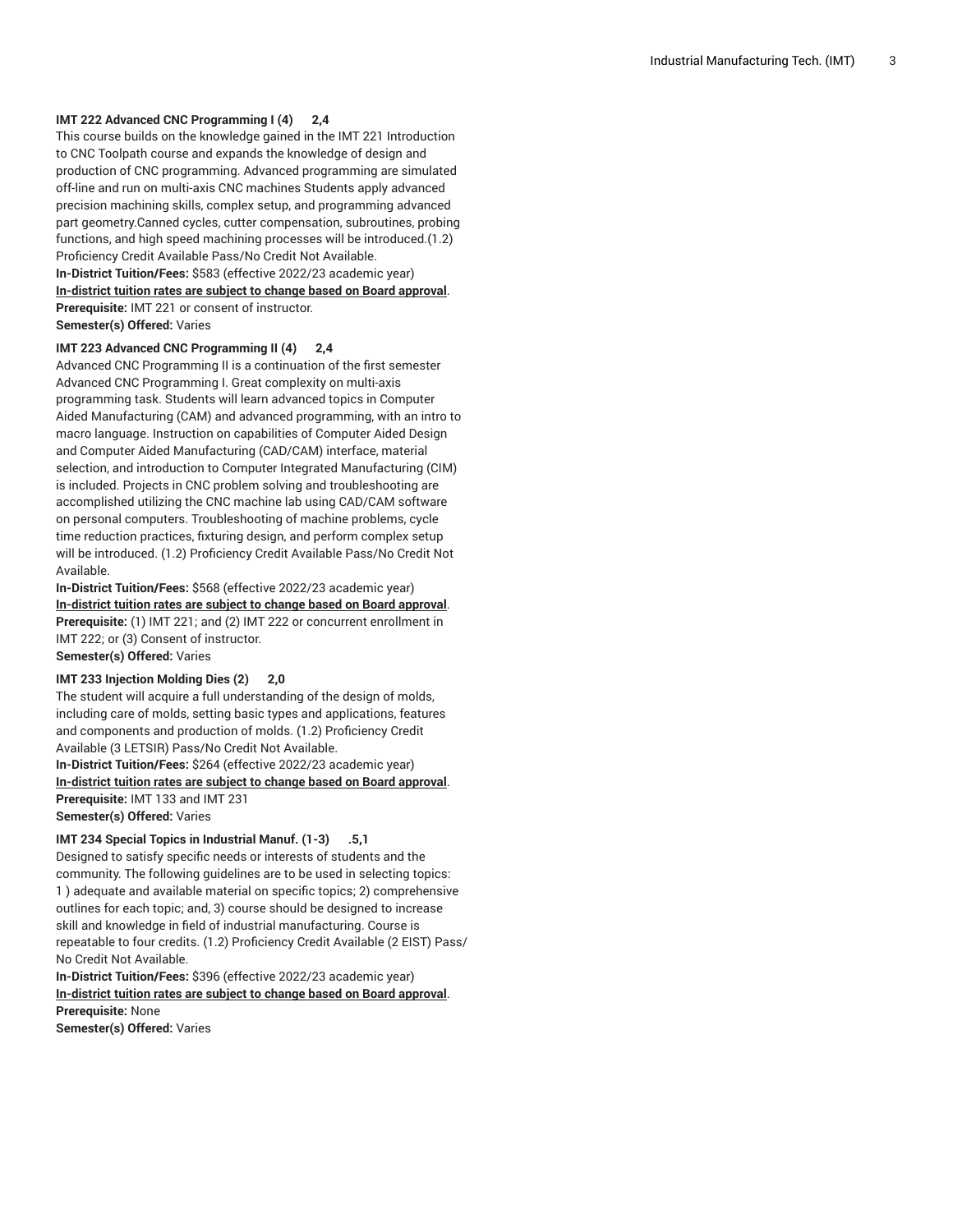**IMT 222 Advanced CNC Programming I (4) 2,4**

This course builds on the knowledge gained in the IMT 221 Introduction to CNC Toolpath course and expands the knowledge of design and production of CNC programming. Advanced programming are simulated off-line and run on multi-axis CNC machines Students apply advanced precision machining skills, complex setup, and programming advanced part geometry.Canned cycles, cutter compensation, subroutines, probing functions, and high speed machining processes will be introduced.(1.2) Proficiency Credit Available Pass/No Credit Not Available.

**In-District Tuition/Fees:** $583 (effective 2022/23 academic year)

**In-district tuition rates are subject to change based on Board approval**.

**Prerequisite:** IMT 221 or consent of instructor.

**Semester(s) Offered:** Varies

**IMT 223 Advanced CNC Programming II (4) 2,4**

Advanced CNC Programming II is a continuation of the first semester Advanced CNC Programming I. Great complexity on multi-axis programming task. Students will learn advanced topics in Computer Aided Manufacturing (CAM) and advanced programming, with an intro to macro language. Instruction on capabilities of Computer Aided Design and Computer Aided Manufacturing (CAD/CAM) interface, material selection, and introduction to Computer Integrated Manufacturing (CIM) is included. Projects in CNC problem solving and troubleshooting are accomplished utilizing the CNC machine lab using CAD/CAM software on personal computers. Troubleshooting of machine problems, cycle time reduction practices, fixturing design, and perform complex setup will be introduced. (1.2) Proficiency Credit Available Pass/No Credit Not Available.

**In-District Tuition/Fees:** $568 (effective 2022/23 academic year)

**In-district tuition rates are subject to change based on Board approval**.

**Prerequisite:** (1) IMT 221; and (2) IMT 222 or concurrent enrollment in IMT 222; or (3) Consent of instructor.

**Semester(s) Offered:** Varies

**IMT 233 Injection Molding Dies (2) 2,0**

The student will acquire a full understanding of the design of molds, including care of molds, setting basic types and applications, features and components and production of molds. (1.2) Proficiency Credit Available (3 LETSIR) Pass/No Credit Not Available.

**In-District Tuition/Fees:** $264 (effective 2022/23 academic year)

**In-district tuition rates are subject to change based on Board approval**.

**Prerequisite:** IMT 133 and IMT 231

**Semester(s) Offered:** Varies

**IMT 234 Special Topics in Industrial Manuf. (1-3) .5,1**

Designed to satisfy specific needs or interests of students and the community. The following guidelines are to be used in selecting topics: 1 ) adequate and available material on specific topics; 2) comprehensive outlines for each topic; and, 3) course should be designed to increase skill and knowledge in field of industrial manufacturing. Course is repeatable to four credits. (1.2) Proficiency Credit Available (2 EIST) Pass/No Credit Not Available.

**In-District Tuition/Fees:** $396 (effective 2022/23 academic year)

**In-district tuition rates are subject to change based on Board approval**.

**Prerequisite:** None

**Semester(s) Offered:** Varies